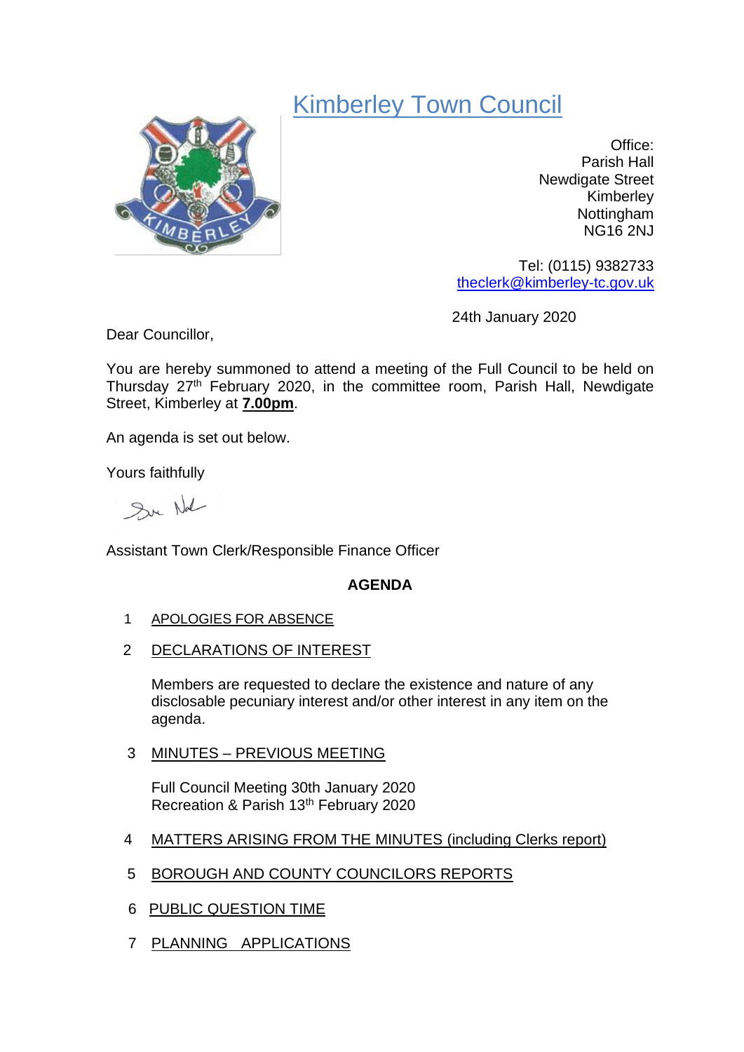# Kimberley Town Council

Office:
Parish Hall
Newdigate Street
Kimberley
Nottingham
NG16 2NJ

Tel: (0115) 9382733
theclerk@kimberley-tc.gov.uk

24th January 2020

Dear Councillor,

You are hereby summoned to attend a meeting of the Full Council to be held on Thursday 27th February 2020, in the committee room, Parish Hall, Newdigate Street, Kimberley at **7.00pm**.

An agenda is set out below.

Yours faithfully

Assistant Town Clerk/Responsible Finance Officer

**AGENDA**

1 APOLOGIES FOR ABSENCE

2 DECLARATIONS OF INTEREST

Members are requested to declare the existence and nature of any disclosable pecuniary interest and/or other interest in any item on the agenda.

3 MINUTES – PREVIOUS MEETING

Full Council Meeting 30th January 2020
Recreation & Parish 13th February 2020

4 MATTERS ARISING FROM THE MINUTES (including Clerks report)

5 BOROUGH AND COUNTY COUNCILORS REPORTS

6 PUBLIC QUESTION TIME

7 PLANNING APPLICATIONS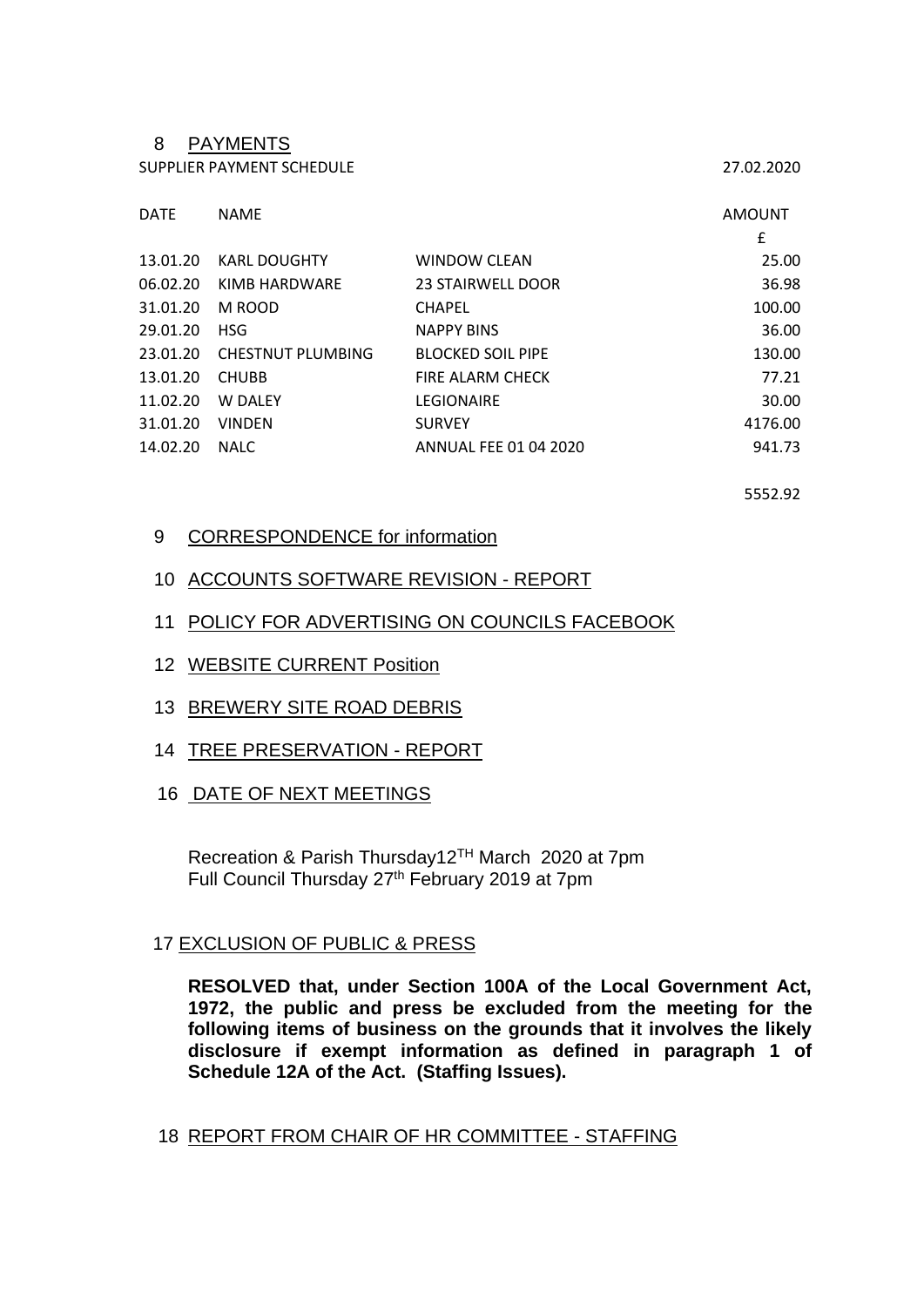8 PAYMENTS

SUPPLIER PAYMENT SCHEDULE 27.02.2020

| DATE | NAME | | AMOUNT |
|---|---|---|---|
| | | | £ |
| 13.01.20 | KARL DOUGHTY | WINDOW CLEAN | 25.00 |
| 06.02.20 | KIMB HARDWARE | 23 STAIRWELL DOOR | 36.98 |
| 31.01.20 | M ROOD | CHAPEL | 100.00 |
| 29.01.20 | HSG | NAPPY BINS | 36.00 |
| 23.01.20 | CHESTNUT PLUMBING | BLOCKED SOIL PIPE | 130.00 |
| 13.01.20 | CHUBB | FIRE ALARM CHECK | 77.21 |
| 11.02.20 | W DALEY | LEGIONAIRE | 30.00 |
| 31.01.20 | VINDEN | SURVEY | 4176.00 |
| 14.02.20 | NALC | ANNUAL FEE 01 04 2020 | 941.73 |
| | | | 5552.92 |

9 CORRESPONDENCE for information

10 ACCOUNTS SOFTWARE REVISION - REPORT

11 POLICY FOR ADVERTISING ON COUNCILS FACEBOOK

12 WEBSITE CURRENT Position

13 BREWERY SITE ROAD DEBRIS

14 TREE PRESERVATION - REPORT

16 DATE OF NEXT MEETINGS

Recreation & Parish Thursday12TH March 2020 at 7pm
Full Council Thursday 27th February 2019 at 7pm

17 EXCLUSION OF PUBLIC & PRESS

**RESOLVED that, under Section 100A of the Local Government Act, 1972, the public and press be excluded from the meeting for the following items of business on the grounds that it involves the likely disclosure if exempt information as defined in paragraph 1 of Schedule 12A of the Act. (Staffing Issues).**

18 REPORT FROM CHAIR OF HR COMMITTEE - STAFFING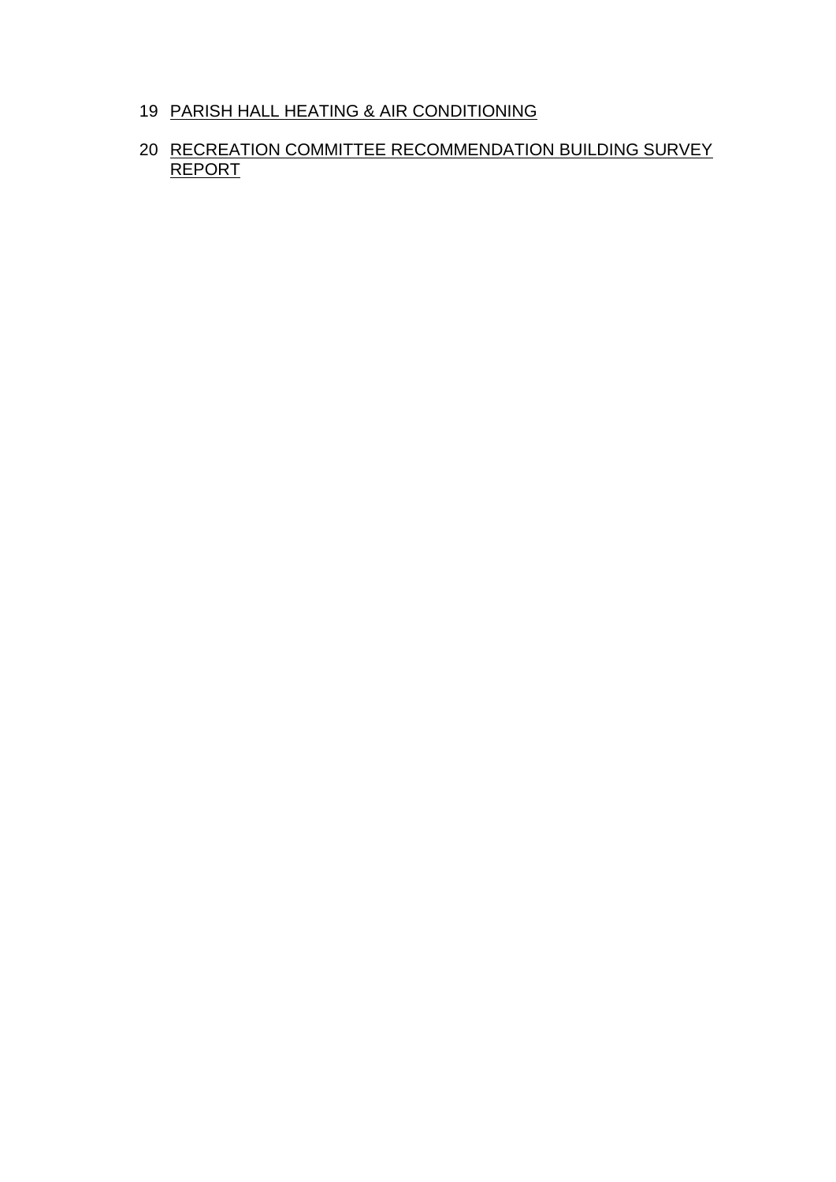19 <u>PARISH HALL HEATING & AIR CONDITIONING</u>

20 <u>RECREATION COMMITTEE RECOMMENDATION BUILDING SURVEY REPORT</u>